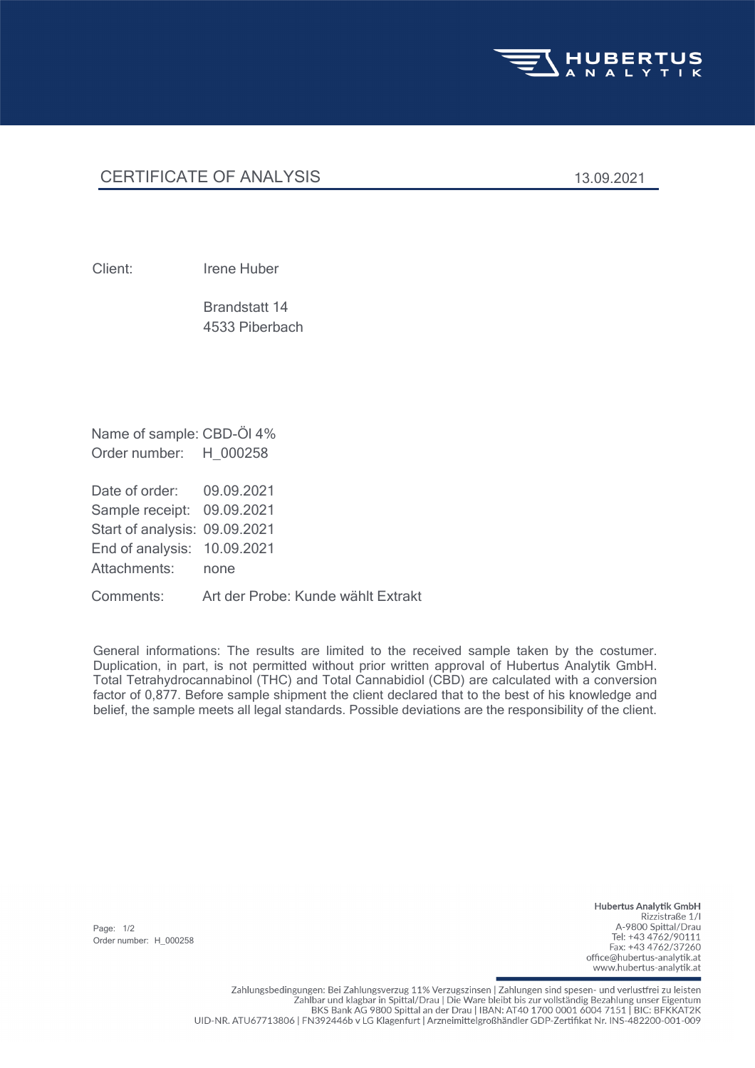# CERTIFICATE OF ANALYSIS

13.09.2021

Client: Irene Huber

Brandstatt 14
4533 Piberbach

Name of sample: CBD-Öl 4%
Order number: H_000258

Date of order: 09.09.2021
Sample receipt: 09.09.2021
Start of analysis: 09.09.2021
End of analysis: 10.09.2021
Attachments: none

Comments: Art der Probe: Kunde wählt Extrakt

General informations: The results are limited to the received sample taken by the costumer. Duplication, in part, is not permitted without prior written approval of Hubertus Analytik GmbH. Total Tetrahydrocannabinol (THC) and Total Cannabidiol (CBD) are calculated with a conversion factor of 0,877. Before sample shipment the client declared that to the best of his knowledge and belief, the sample meets all legal standards. Possible deviations are the responsibility of the client.

Hubertus Analytik GmbH
Rizzistraße 1/I
A-9800 Spittal/Drau
Tel: +43 4762/90111
Fax: +43 4762/37260
office@hubertus-analytik.at
www.hubertus-analytik.at

Zahlungsbedingungen: Bei Zahlungsverzug 11% Verzugszinsen | Zahlungen sind spesen- und verlustfrei zu leisten
Zahlbar und klagbar in Spittal/Drau | Die Ware bleibt bis zur vollständig Bezahlung unser Eigentum
BKS Bank AG 9800 Spittal an der Drau | IBAN: AT40 1700 0001 6004 7151 | BIC: BFKKAT2K
UID-NR. ATU67713806 | FN392446b v LG Klagenfurt | Arzneimittelgroßhändler GDP-Zertifikat Nr. INS-482200-001-009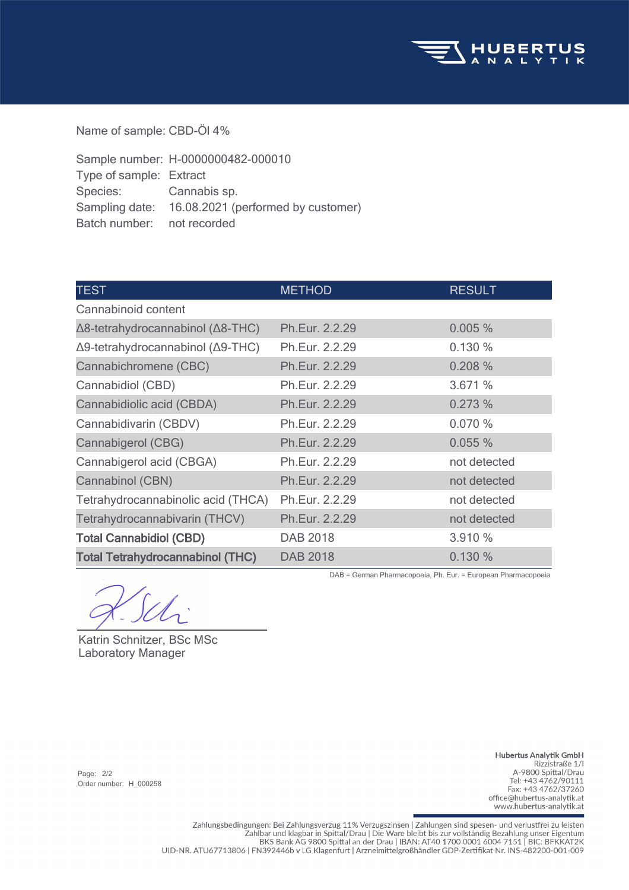HUBERTUS ANALYTIK

Name of sample: CBD-Öl 4%

Sample number: H-0000000482-000010
Type of sample: Extract
Species: Cannabis sp.
Sampling date: 16.08.2021 (performed by customer)
Batch number: not recorded

| TEST | METHOD | RESULT |
|---|---|---|
| Cannabinoid content | | |
| Δ8-tetrahydrocannabinol (Δ8-THC) | Ph.Eur. 2.2.29 | 0.005 % |
| Δ9-tetrahydrocannabinol (Δ9-THC) | Ph.Eur. 2.2.29 | 0.130 % |
| Cannabichromene (CBC) | Ph.Eur. 2.2.29 | 0.208 % |
| Cannabidiol (CBD) | Ph.Eur. 2.2.29 | 3.671 % |
| Cannabidiolic acid (CBDA) | Ph.Eur. 2.2.29 | 0.273 % |
| Cannabidivarin (CBDV) | Ph.Eur. 2.2.29 | 0.070 % |
| Cannabigerol (CBG) | Ph.Eur. 2.2.29 | 0.055 % |
| Cannabigerol acid (CBGA) | Ph.Eur. 2.2.29 | not detected |
| Cannabinol (CBN) | Ph.Eur. 2.2.29 | not detected |
| Tetrahydrocannabinolic acid (THCA) | Ph.Eur. 2.2.29 | not detected |
| Tetrahydrocannabivarin (THCV) | Ph.Eur. 2.2.29 | not detected |
| **Total Cannabidiol (CBD)** | DAB 2018 | 3.910 % |
| **Total Tetrahydrocannabinol (THC)** | DAB 2018 | 0.130 % |

DAB = German Pharmacopoeia, Ph. Eur. = European Pharmacopoeia

Katrin Schnitzer, BSc MSc
Laboratory Manager

Order number: H_000258

Hubertus Analytik GmbH
Rizzistraße 1/I
A-9800 Spittal/Drau
Tel: +43 4762/90111
Fax: +43 4762/37260
office@hubertus-analytik.at
www.hubertus-analytik.at

Zahlungsbedingungen: Bei Zahlungsverzug 11% Verzugszinsen | Zahlungen sind spesen- und verlustfrei zu leisten
Zahlbar und klagbar in Spittal/Drau | Die Ware bleibt bis zur vollständig Bezahlung unser Eigentum
BKS Bank AG 9800 Spittal an der Drau | IBAN: AT40 1700 0001 6004 7151 | BIC: BFKKAT2K
UID-NR. ATU67713806 | FN392446b v LG Klagenfurt | Arzneimittelgroßhändler GDP-Zertifikat Nr. INS-482200-001-009